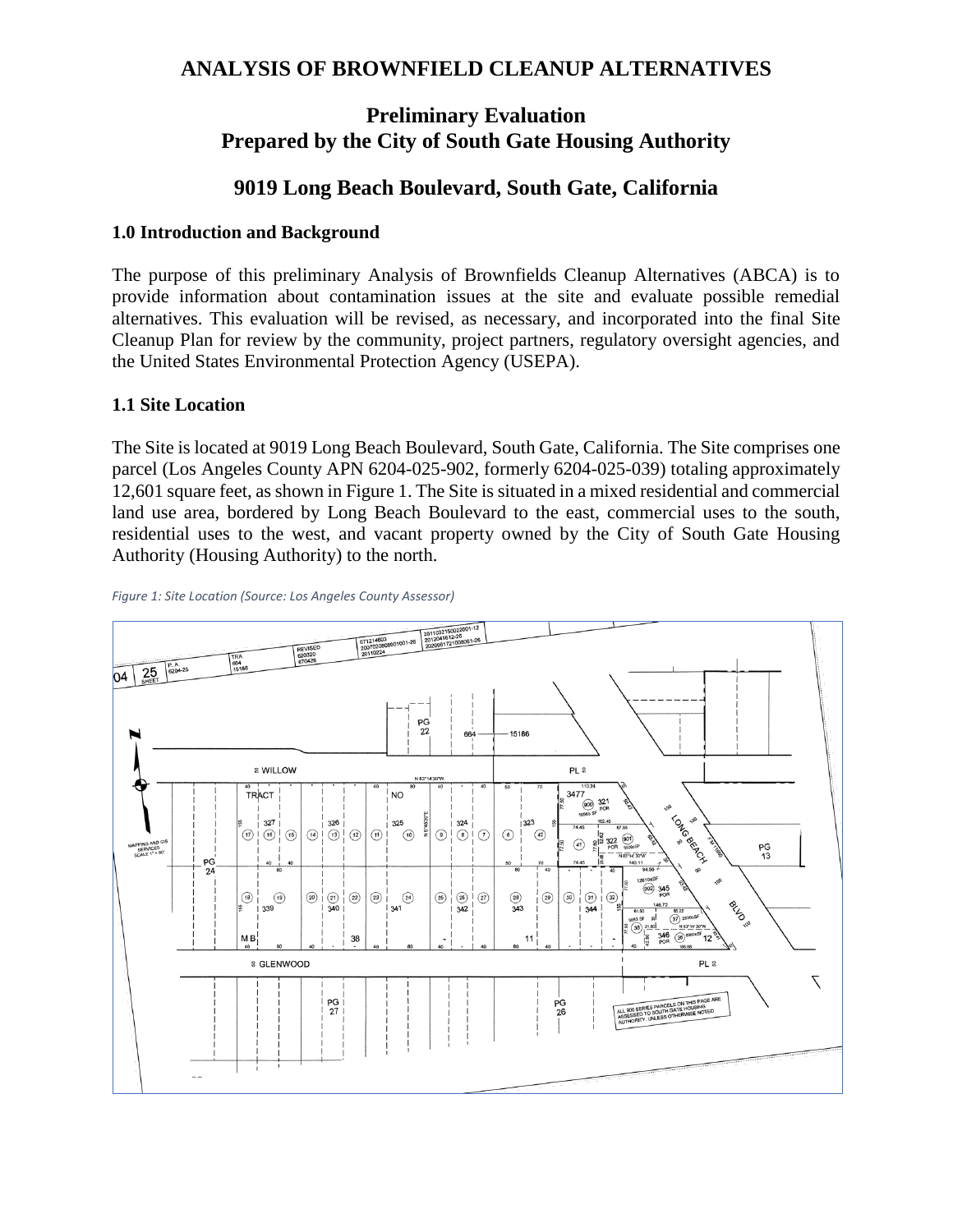# ANALYSIS OF BROWNFIELD CLEANUP ALTERNATIVES

## Preliminary Evaluation
## Prepared by the City of South Gate Housing Authority

## 9019 Long Beach Boulevard, South Gate, California

### 1.0 Introduction and Background

The purpose of this preliminary Analysis of Brownfields Cleanup Alternatives (ABCA) is to provide information about contamination issues at the site and evaluate possible remedial alternatives. This evaluation will be revised, as necessary, and incorporated into the final Site Cleanup Plan for review by the community, project partners, regulatory oversight agencies, and the United States Environmental Protection Agency (USEPA).

### 1.1 Site Location

The Site is located at 9019 Long Beach Boulevard, South Gate, California. The Site comprises one parcel (Los Angeles County APN 6204-025-902, formerly 6204-025-039) totaling approximately 12,601 square feet, as shown in Figure 1. The Site is situated in a mixed residential and commercial land use area, bordered by Long Beach Boulevard to the east, commercial uses to the south, residential uses to the west, and vacant property owned by the City of South Gate Housing Authority (Housing Authority) to the north.

*Figure 1: Site Location (Source: Los Angeles County Assessor)*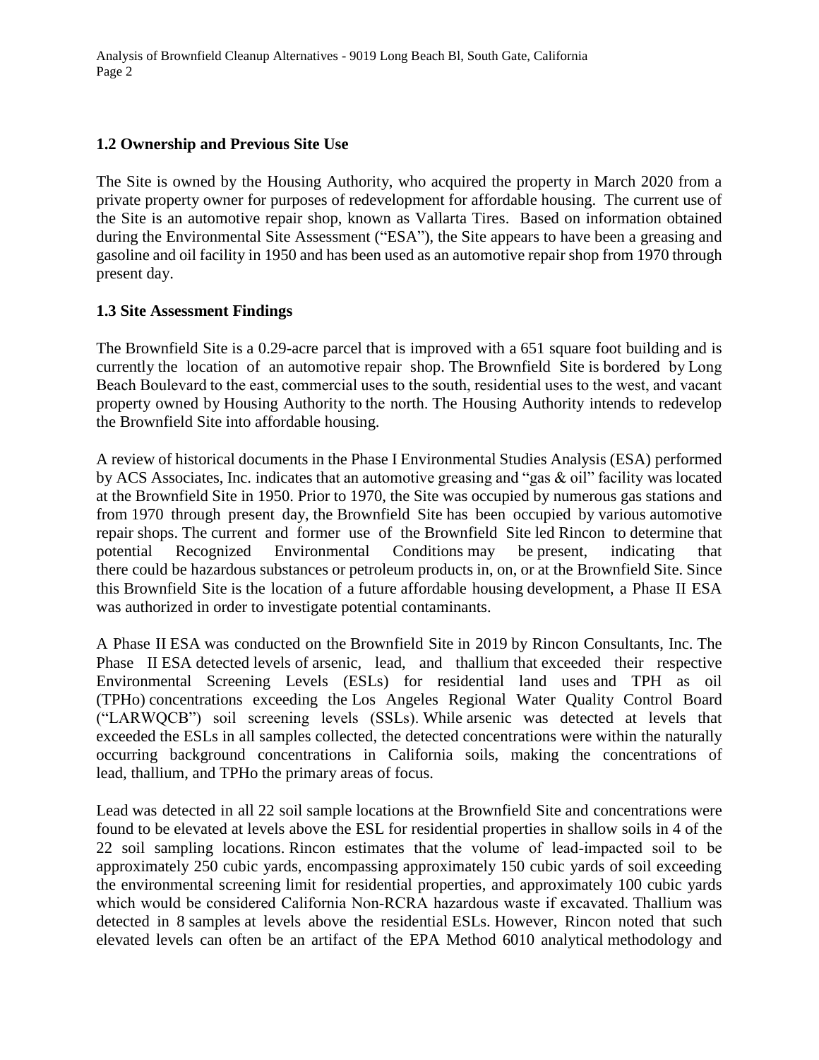## 1.2 Ownership and Previous Site Use

The Site is owned by the Housing Authority, who acquired the property in March 2020 from a private property owner for purposes of redevelopment for affordable housing. The current use of the Site is an automotive repair shop, known as Vallarta Tires. Based on information obtained during the Environmental Site Assessment ("ESA"), the Site appears to have been a greasing and gasoline and oil facility in 1950 and has been used as an automotive repair shop from 1970 through present day.

## 1.3 Site Assessment Findings

The Brownfield Site is a 0.29-acre parcel that is improved with a 651 square foot building and is currently the location of an automotive repair shop. The Brownfield Site is bordered by Long Beach Boulevard to the east, commercial uses to the south, residential uses to the west, and vacant property owned by Housing Authority to the north. The Housing Authority intends to redevelop the Brownfield Site into affordable housing.

A review of historical documents in the Phase I Environmental Studies Analysis (ESA) performed by ACS Associates, Inc. indicates that an automotive greasing and "gas & oil" facility was located at the Brownfield Site in 1950. Prior to 1970, the Site was occupied by numerous gas stations and from 1970 through present day, the Brownfield Site has been occupied by various automotive repair shops. The current and former use of the Brownfield Site led Rincon to determine that potential Recognized Environmental Conditions may be present, indicating that there could be hazardous substances or petroleum products in, on, or at the Brownfield Site. Since this Brownfield Site is the location of a future affordable housing development, a Phase II ESA was authorized in order to investigate potential contaminants.

A Phase II ESA was conducted on the Brownfield Site in 2019 by Rincon Consultants, Inc. The Phase II ESA detected levels of arsenic, lead, and thallium that exceeded their respective Environmental Screening Levels (ESLs) for residential land uses and TPH as oil (TPHo) concentrations exceeding the Los Angeles Regional Water Quality Control Board ("LARWQCB") soil screening levels (SSLs). While arsenic was detected at levels that exceeded the ESLs in all samples collected, the detected concentrations were within the naturally occurring background concentrations in California soils, making the concentrations of lead, thallium, and TPHo the primary areas of focus.

Lead was detected in all 22 soil sample locations at the Brownfield Site and concentrations were found to be elevated at levels above the ESL for residential properties in shallow soils in 4 of the 22 soil sampling locations. Rincon estimates that the volume of lead-impacted soil to be approximately 250 cubic yards, encompassing approximately 150 cubic yards of soil exceeding the environmental screening limit for residential properties, and approximately 100 cubic yards which would be considered California Non-RCRA hazardous waste if excavated. Thallium was detected in 8 samples at levels above the residential ESLs. However, Rincon noted that such elevated levels can often be an artifact of the EPA Method 6010 analytical methodology and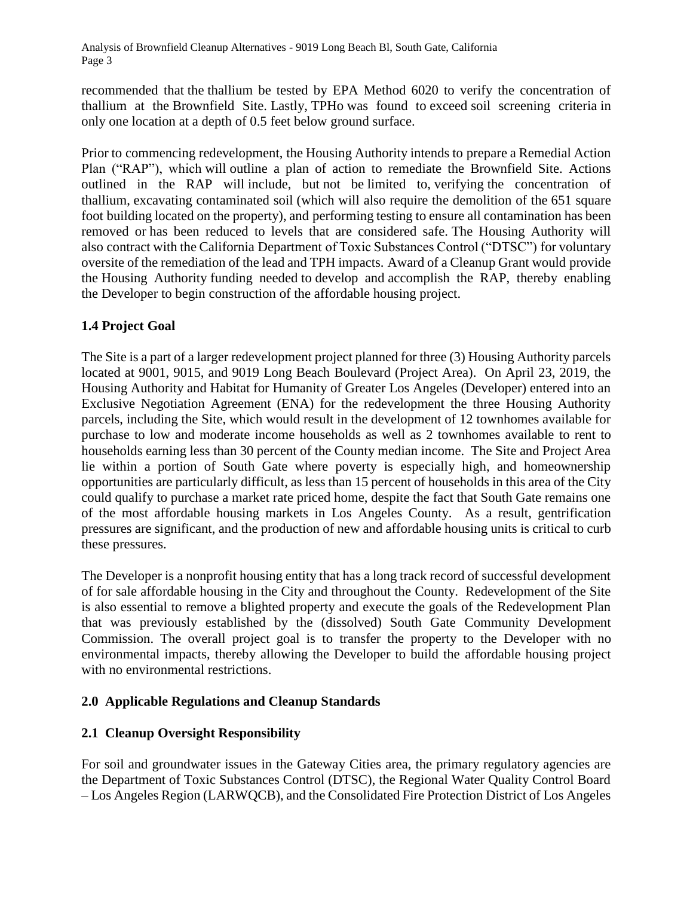recommended that the thallium be tested by EPA Method 6020 to verify the concentration of thallium at the Brownfield Site. Lastly, TPHo was found to exceed soil screening criteria in only one location at a depth of 0.5 feet below ground surface.

Prior to commencing redevelopment, the Housing Authority intends to prepare a Remedial Action Plan ("RAP"), which will outline a plan of action to remediate the Brownfield Site. Actions outlined in the RAP will include, but not be limited to, verifying the concentration of thallium, excavating contaminated soil (which will also require the demolition of the 651 square foot building located on the property), and performing testing to ensure all contamination has been removed or has been reduced to levels that are considered safe. The Housing Authority will also contract with the California Department of Toxic Substances Control ("DTSC") for voluntary oversite of the remediation of the lead and TPH impacts. Award of a Cleanup Grant would provide the Housing Authority funding needed to develop and accomplish the RAP, thereby enabling the Developer to begin construction of the affordable housing project.

### 1.4 Project Goal

The Site is a part of a larger redevelopment project planned for three (3) Housing Authority parcels located at 9001, 9015, and 9019 Long Beach Boulevard (Project Area). On April 23, 2019, the Housing Authority and Habitat for Humanity of Greater Los Angeles (Developer) entered into an Exclusive Negotiation Agreement (ENA) for the redevelopment the three Housing Authority parcels, including the Site, which would result in the development of 12 townhomes available for purchase to low and moderate income households as well as 2 townhomes available to rent to households earning less than 30 percent of the County median income. The Site and Project Area lie within a portion of South Gate where poverty is especially high, and homeownership opportunities are particularly difficult, as less than 15 percent of households in this area of the City could qualify to purchase a market rate priced home, despite the fact that South Gate remains one of the most affordable housing markets in Los Angeles County. As a result, gentrification pressures are significant, and the production of new and affordable housing units is critical to curb these pressures.

The Developer is a nonprofit housing entity that has a long track record of successful development of for sale affordable housing in the City and throughout the County. Redevelopment of the Site is also essential to remove a blighted property and execute the goals of the Redevelopment Plan that was previously established by the (dissolved) South Gate Community Development Commission. The overall project goal is to transfer the property to the Developer with no environmental impacts, thereby allowing the Developer to build the affordable housing project with no environmental restrictions.

## 2.0 Applicable Regulations and Cleanup Standards

### 2.1 Cleanup Oversight Responsibility

For soil and groundwater issues in the Gateway Cities area, the primary regulatory agencies are the Department of Toxic Substances Control (DTSC), the Regional Water Quality Control Board – Los Angeles Region (LARWQCB), and the Consolidated Fire Protection District of Los Angeles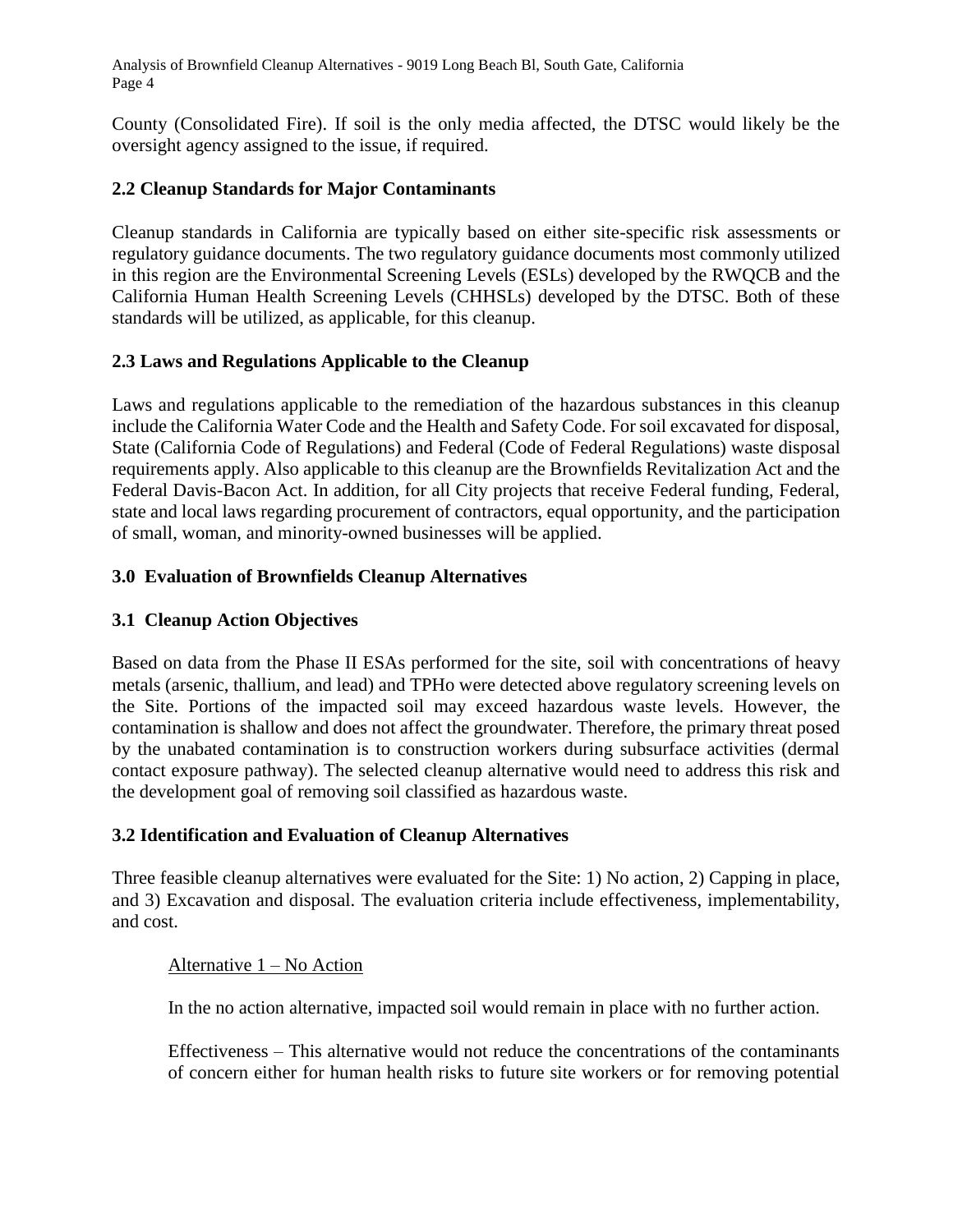County (Consolidated Fire). If soil is the only media affected, the DTSC would likely be the oversight agency assigned to the issue, if required.

## 2.2 Cleanup Standards for Major Contaminants

Cleanup standards in California are typically based on either site-specific risk assessments or regulatory guidance documents. The two regulatory guidance documents most commonly utilized in this region are the Environmental Screening Levels (ESLs) developed by the RWQCB and the California Human Health Screening Levels (CHHSLs) developed by the DTSC. Both of these standards will be utilized, as applicable, for this cleanup.

## 2.3 Laws and Regulations Applicable to the Cleanup

Laws and regulations applicable to the remediation of the hazardous substances in this cleanup include the California Water Code and the Health and Safety Code. For soil excavated for disposal, State (California Code of Regulations) and Federal (Code of Federal Regulations) waste disposal requirements apply. Also applicable to this cleanup are the Brownfields Revitalization Act and the Federal Davis-Bacon Act. In addition, for all City projects that receive Federal funding, Federal, state and local laws regarding procurement of contractors, equal opportunity, and the participation of small, woman, and minority-owned businesses will be applied.

# 3.0 Evaluation of Brownfields Cleanup Alternatives

## 3.1 Cleanup Action Objectives

Based on data from the Phase II ESAs performed for the site, soil with concentrations of heavy metals (arsenic, thallium, and lead) and TPHo were detected above regulatory screening levels on the Site. Portions of the impacted soil may exceed hazardous waste levels. However, the contamination is shallow and does not affect the groundwater. Therefore, the primary threat posed by the unabated contamination is to construction workers during subsurface activities (dermal contact exposure pathway). The selected cleanup alternative would need to address this risk and the development goal of removing soil classified as hazardous waste.

## 3.2 Identification and Evaluation of Cleanup Alternatives

Three feasible cleanup alternatives were evaluated for the Site: 1) No action, 2) Capping in place, and 3) Excavation and disposal. The evaluation criteria include effectiveness, implementability, and cost.

<u>Alternative 1 – No Action</u>

In the no action alternative, impacted soil would remain in place with no further action.

Effectiveness – This alternative would not reduce the concentrations of the contaminants of concern either for human health risks to future site workers or for removing potential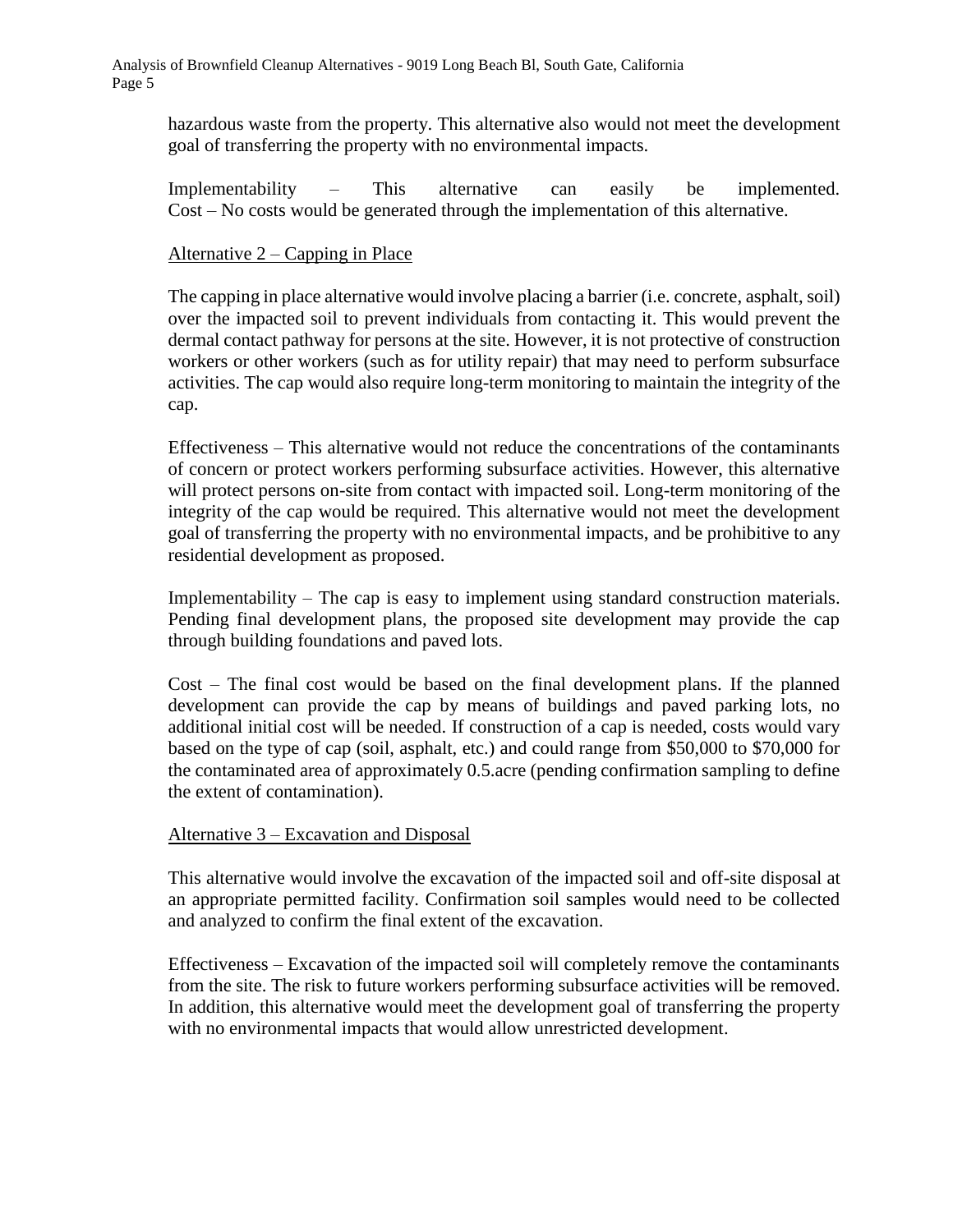hazardous waste from the property. This alternative also would not meet the development goal of transferring the property with no environmental impacts.

Implementability – This alternative can easily be implemented.
Cost – No costs would be generated through the implementation of this alternative.

<u>Alternative 2 – Capping in Place</u>

The capping in place alternative would involve placing a barrier (i.e. concrete, asphalt, soil) over the impacted soil to prevent individuals from contacting it. This would prevent the dermal contact pathway for persons at the site. However, it is not protective of construction workers or other workers (such as for utility repair) that may need to perform subsurface activities. The cap would also require long-term monitoring to maintain the integrity of the cap.

Effectiveness – This alternative would not reduce the concentrations of the contaminants of concern or protect workers performing subsurface activities. However, this alternative will protect persons on-site from contact with impacted soil. Long-term monitoring of the integrity of the cap would be required. This alternative would not meet the development goal of transferring the property with no environmental impacts, and be prohibitive to any residential development as proposed.

Implementability – The cap is easy to implement using standard construction materials. Pending final development plans, the proposed site development may provide the cap through building foundations and paved lots.

Cost – The final cost would be based on the final development plans. If the planned development can provide the cap by means of buildings and paved parking lots, no additional initial cost will be needed. If construction of a cap is needed, costs would vary based on the type of cap (soil, asphalt, etc.) and could range from $50,000 to $70,000 for the contaminated area of approximately 0.5.acre (pending confirmation sampling to define the extent of contamination).

<u>Alternative 3 – Excavation and Disposal</u>

This alternative would involve the excavation of the impacted soil and off-site disposal at an appropriate permitted facility. Confirmation soil samples would need to be collected and analyzed to confirm the final extent of the excavation.

Effectiveness – Excavation of the impacted soil will completely remove the contaminants from the site. The risk to future workers performing subsurface activities will be removed. In addition, this alternative would meet the development goal of transferring the property with no environmental impacts that would allow unrestricted development.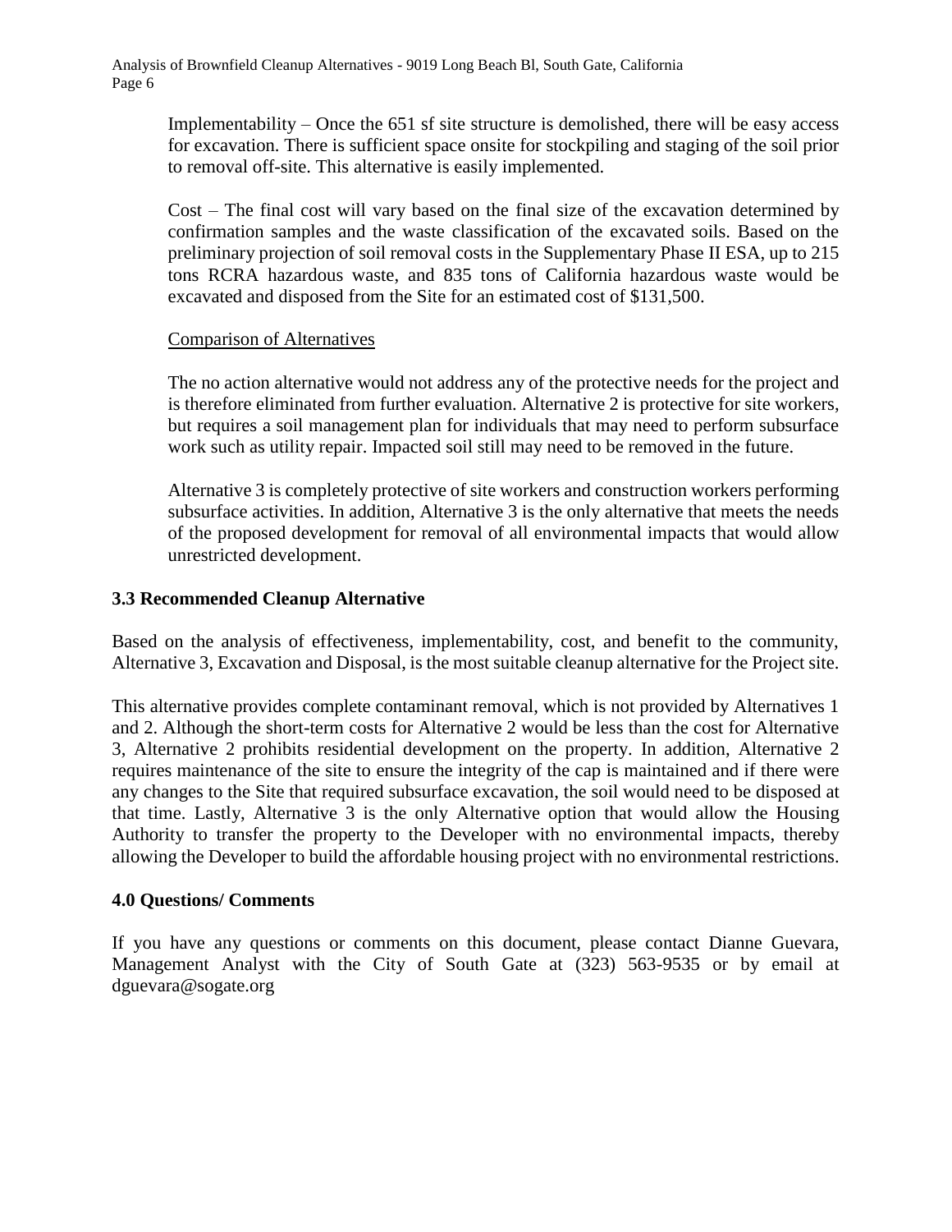Implementability – Once the 651 sf site structure is demolished, there will be easy access for excavation. There is sufficient space onsite for stockpiling and staging of the soil prior to removal off-site. This alternative is easily implemented.

Cost – The final cost will vary based on the final size of the excavation determined by confirmation samples and the waste classification of the excavated soils. Based on the preliminary projection of soil removal costs in the Supplementary Phase II ESA, up to 215 tons RCRA hazardous waste, and 835 tons of California hazardous waste would be excavated and disposed from the Site for an estimated cost of $131,500.

<u>Comparison of Alternatives</u>

The no action alternative would not address any of the protective needs for the project and is therefore eliminated from further evaluation. Alternative 2 is protective for site workers, but requires a soil management plan for individuals that may need to perform subsurface work such as utility repair. Impacted soil still may need to be removed in the future.

Alternative 3 is completely protective of site workers and construction workers performing subsurface activities. In addition, Alternative 3 is the only alternative that meets the needs of the proposed development for removal of all environmental impacts that would allow unrestricted development.

### 3.3 Recommended Cleanup Alternative

Based on the analysis of effectiveness, implementability, cost, and benefit to the community, Alternative 3, Excavation and Disposal, is the most suitable cleanup alternative for the Project site.

This alternative provides complete contaminant removal, which is not provided by Alternatives 1 and 2. Although the short-term costs for Alternative 2 would be less than the cost for Alternative 3, Alternative 2 prohibits residential development on the property. In addition, Alternative 2 requires maintenance of the site to ensure the integrity of the cap is maintained and if there were any changes to the Site that required subsurface excavation, the soil would need to be disposed at that time. Lastly, Alternative 3 is the only Alternative option that would allow the Housing Authority to transfer the property to the Developer with no environmental impacts, thereby allowing the Developer to build the affordable housing project with no environmental restrictions.

## 4.0 Questions/ Comments

If you have any questions or comments on this document, please contact Dianne Guevara, Management Analyst with the City of South Gate at (323) 563-9535 or by email at dguevara@sogate.org